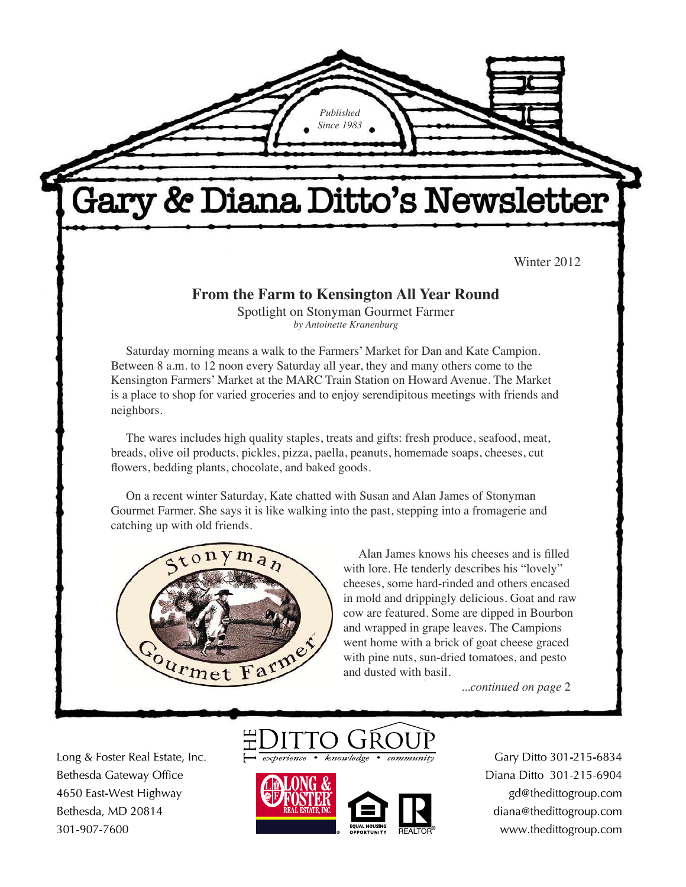Published Since 1983

# Gary & Diana Ditto's Newsletter

Winter 2012

## From the Farm to Kensington All Year Round

Spotlight on Stonyman Gourmet Farmer

*by Antoinette Kranenburg*

Saturday morning means a walk to the Farmers' Market for Dan and Kate Campion. Between 8 a.m. to 12 noon every Saturday all year, they and many others come to the Kensington Farmers' Market at the MARC Train Station on Howard Avenue. The Market is a place to shop for varied groceries and to enjoy serendipitous meetings with friends and neighbors.

The wares includes high quality staples, treats and gifts: fresh produce, seafood, meat, breads, olive oil products, pickles, pizza, paella, peanuts, homemade soaps, cheeses, cut flowers, bedding plants, chocolate, and baked goods.

On a recent winter Saturday, Kate chatted with Susan and Alan James of Stonyman Gourmet Farmer. She says it is like walking into the past, stepping into a fromagerie and catching up with old friends.

Stonyman Gourmet Farmer

Alan James knows his cheeses and is filled with lore. He tenderly describes his "lovely" cheeses, some hard-rinded and others encased in mold and drippingly delicious. Goat and raw cow are featured. Some are dipped in Bourbon and wrapped in grape leaves. The Campions went home with a brick of goat cheese graced with pine nuts, sun-dried tomatoes, and pesto and dusted with basil.

*...continued on page* 2

Long & Foster Real Estate, Inc.
Bethesda Gateway Office
4650 East-West Highway
Bethesda, MD 20814
301-907-7600

THE DITTO GROUP
*experience • knowledge • community*

Gary Ditto 301-215-6834
Diana Ditto 301-215-6904
gd@thedittogroup.com
diana@thedittogroup.com
www.thedittogroup.com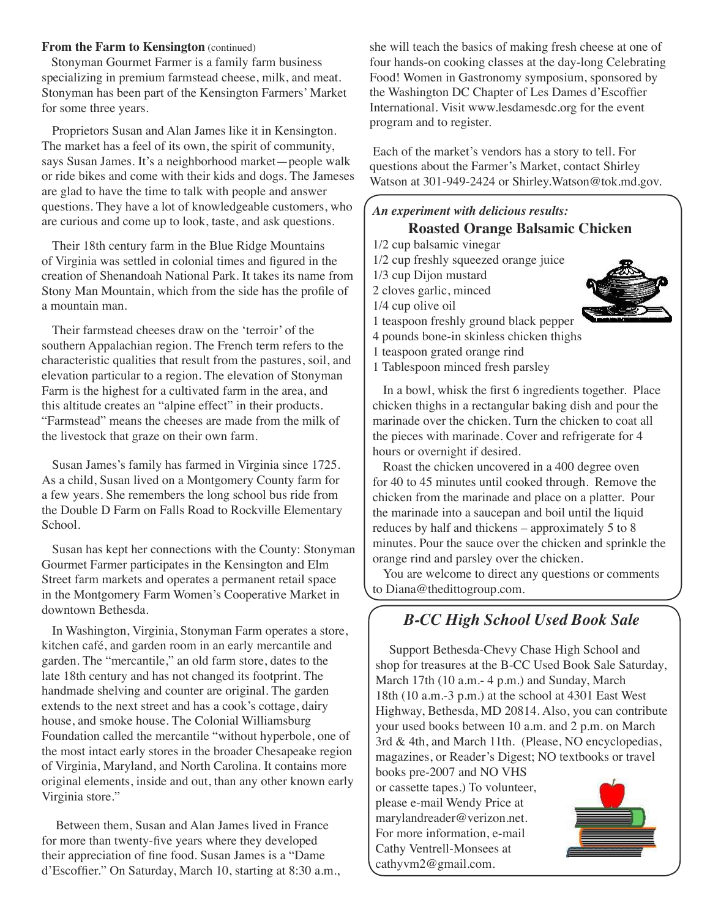**From the Farm to Kensington** (continued)

Stonyman Gourmet Farmer is a family farm business specializing in premium farmstead cheese, milk, and meat. Stonyman has been part of the Kensington Farmers' Market for some three years.

Proprietors Susan and Alan James like it in Kensington. The market has a feel of its own, the spirit of community, says Susan James. It's a neighborhood market—people walk or ride bikes and come with their kids and dogs. The Jameses are glad to have the time to talk with people and answer questions. They have a lot of knowledgeable customers, who are curious and come up to look, taste, and ask questions.

Their 18th century farm in the Blue Ridge Mountains of Virginia was settled in colonial times and figured in the creation of Shenandoah National Park. It takes its name from Stony Man Mountain, which from the side has the profile of a mountain man.

Their farmstead cheeses draw on the 'terroir' of the southern Appalachian region. The French term refers to the characteristic qualities that result from the pastures, soil, and elevation particular to a region. The elevation of Stonyman Farm is the highest for a cultivated farm in the area, and this altitude creates an "alpine effect" in their products. "Farmstead" means the cheeses are made from the milk of the livestock that graze on their own farm.

Susan James's family has farmed in Virginia since 1725. As a child, Susan lived on a Montgomery County farm for a few years. She remembers the long school bus ride from the Double D Farm on Falls Road to Rockville Elementary School.

Susan has kept her connections with the County: Stonyman Gourmet Farmer participates in the Kensington and Elm Street farm markets and operates a permanent retail space in the Montgomery Farm Women's Cooperative Market in downtown Bethesda.

In Washington, Virginia, Stonyman Farm operates a store, kitchen café, and garden room in an early mercantile and garden. The "mercantile," an old farm store, dates to the late 18th century and has not changed its footprint. The handmade shelving and counter are original. The garden extends to the next street and has a cook's cottage, dairy house, and smoke house. The Colonial Williamsburg Foundation called the mercantile "without hyperbole, one of the most intact early stores in the broader Chesapeake region of Virginia, Maryland, and North Carolina. It contains more original elements, inside and out, than any other known early Virginia store."

Between them, Susan and Alan James lived in France for more than twenty-five years where they developed their appreciation of fine food. Susan James is a "Dame d'Escoffier." On Saturday, March 10, starting at 8:30 a.m., she will teach the basics of making fresh cheese at one of four hands-on cooking classes at the day-long Celebrating Food! Women in Gastronomy symposium, sponsored by the Washington DC Chapter of Les Dames d'Escoffier International. Visit www.lesdamesdc.org for the event program and to register.

Each of the market's vendors has a story to tell. For questions about the Farmer's Market, contact Shirley Watson at 301-949-2424 or Shirley.Watson@tok.md.gov.

***An experiment with delicious results:***

## Roasted Orange Balsamic Chicken

- 1/2 cup balsamic vinegar
- 1/2 cup freshly squeezed orange juice
- 1/3 cup Dijon mustard
- 2 cloves garlic, minced
- 1/4 cup olive oil
- 1 teaspoon freshly ground black pepper
- 4 pounds bone-in skinless chicken thighs
- 1 teaspoon grated orange rind
- 1 Tablespoon minced fresh parsley

In a bowl, whisk the first 6 ingredients together. Place chicken thighs in a rectangular baking dish and pour the marinade over the chicken. Turn the chicken to coat all the pieces with marinade. Cover and refrigerate for 4 hours or overnight if desired.

Roast the chicken uncovered in a 400 degree oven for 40 to 45 minutes until cooked through. Remove the chicken from the marinade and place on a platter. Pour the marinade into a saucepan and boil until the liquid reduces by half and thickens – approximately 5 to 8 minutes. Pour the sauce over the chicken and sprinkle the orange rind and parsley over the chicken.

You are welcome to direct any questions or comments to Diana@thedittogroup.com.

## *B-CC High School Used Book Sale*

Support Bethesda-Chevy Chase High School and shop for treasures at the B-CC Used Book Sale Saturday, March 17th (10 a.m.- 4 p.m.) and Sunday, March 18th (10 a.m.-3 p.m.) at the school at 4301 East West Highway, Bethesda, MD 20814. Also, you can contribute your used books between 10 a.m. and 2 p.m. on March 3rd & 4th, and March 11th. (Please, NO encyclopedias, magazines, or Reader's Digest; NO textbooks or travel books pre-2007 and NO VHS or cassette tapes.) To volunteer, please e-mail Wendy Price at marylandreader@verizon.net. For more information, e-mail Cathy Ventrell-Monsees at cathyvm2@gmail.com.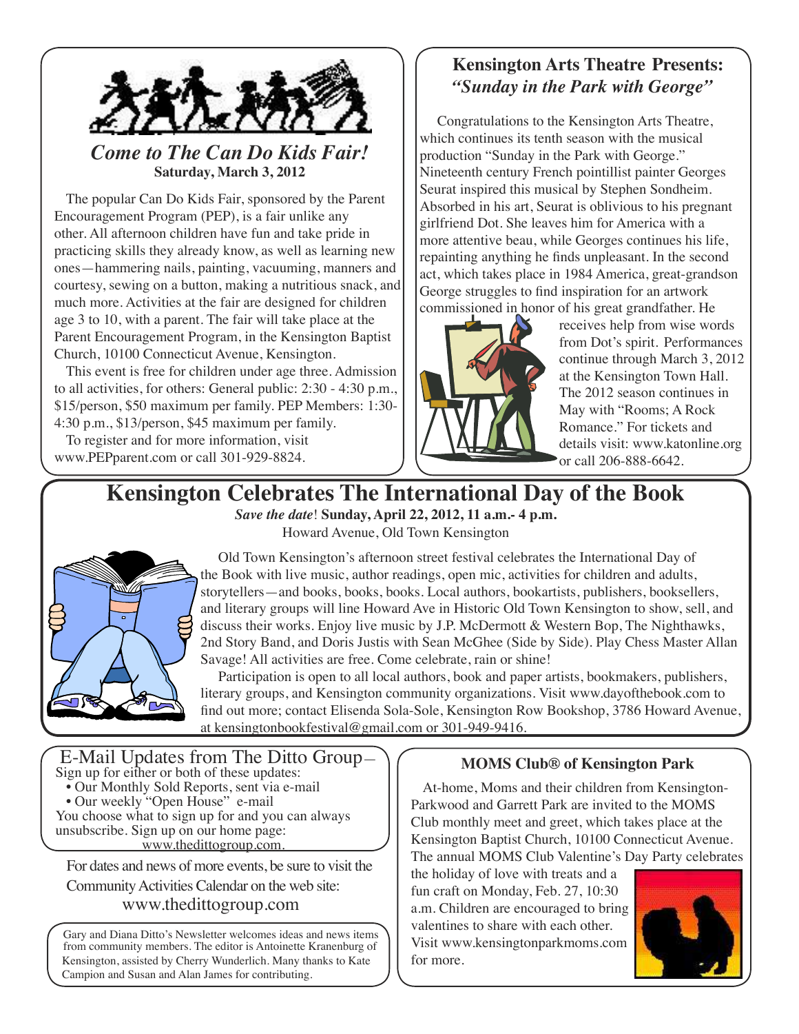## *Come to The Can Do Kids Fair!*

**Saturday, March 3, 2012**

The popular Can Do Kids Fair, sponsored by the Parent Encouragement Program (PEP), is a fair unlike any other. All afternoon children have fun and take pride in practicing skills they already know, as well as learning new ones—hammering nails, painting, vacuuming, manners and courtesy, sewing on a button, making a nutritious snack, and much more. Activities at the fair are designed for children age 3 to 10, with a parent. The fair will take place at the Parent Encouragement Program, in the Kensington Baptist Church, 10100 Connecticut Avenue, Kensington.

This event is free for children under age three. Admission to all activities, for others: General public: 2:30 - 4:30 p.m., $15/person, $50 maximum per family. PEP Members: 1:30-4:30 p.m., $13/person, $45 maximum per family.

To register and for more information, visit www.PEPparent.com or call 301-929-8824.

## Kensington Arts Theatre Presents: *"Sunday in the Park with George"*

Congratulations to the Kensington Arts Theatre, which continues its tenth season with the musical production "Sunday in the Park with George." Nineteenth century French pointillist painter Georges Seurat inspired this musical by Stephen Sondheim. Absorbed in his art, Seurat is oblivious to his pregnant girlfriend Dot. She leaves him for America with a more attentive beau, while Georges continues his life, repainting anything he finds unpleasant. In the second act, which takes place in 1984 America, great-grandson George struggles to find inspiration for an artwork commissioned in honor of his great grandfather. He receives help from wise words from Dot's spirit. Performances continue through March 3, 2012 at the Kensington Town Hall. The 2012 season continues in May with "Rooms; A Rock Romance." For tickets and details visit: www.katonline.org or call 206-888-6642.

# Kensington Celebrates The International Day of the Book

*Save the date*! **Sunday, April 22, 2012, 11 a.m.- 4 p.m.**

Howard Avenue, Old Town Kensington

Old Town Kensington's afternoon street festival celebrates the International Day of the Book with live music, author readings, open mic, activities for children and adults, storytellers—and books, books, books. Local authors, bookartists, publishers, booksellers, and literary groups will line Howard Ave in Historic Old Town Kensington to show, sell, and discuss their works. Enjoy live music by J.P. McDermott & Western Bop, The Nighthawks, 2nd Story Band, and Doris Justis with Sean McGhee (Side by Side). Play Chess Master Allan Savage! All activities are free. Come celebrate, rain or shine!

Participation is open to all local authors, book and paper artists, bookmakers, publishers, literary groups, and Kensington community organizations. Visit www.dayofthebook.com to find out more; contact Elisenda Sola-Sole, Kensington Row Bookshop, 3786 Howard Avenue, at kensingtonbookfestival@gmail.com or 301-949-9416.

## E-Mail Updates from The Ditto Group–

Sign up for either or both of these updates:

- Our Monthly Sold Reports, sent via e-mail
- Our weekly "Open House" e-mail

You choose what to sign up for and you can always unsubscribe. Sign up on our home page: www.thedittogroup.com.

For dates and news of more events, be sure to visit the Community Activities Calendar on the web site: www.thedittogroup.com

Gary and Diana Ditto's Newsletter welcomes ideas and news items from community members. The editor is Antoinette Kranenburg of Kensington, assisted by Cherry Wunderlich. Many thanks to Kate Campion and Susan and Alan James for contributing.

## MOMS Club® of Kensington Park

At-home, Moms and their children from Kensington-Parkwood and Garrett Park are invited to the MOMS Club monthly meet and greet, which takes place at the Kensington Baptist Church, 10100 Connecticut Avenue. The annual MOMS Club Valentine's Day Party celebrates the holiday of love with treats and a fun craft on Monday, Feb. 27, 10:30 a.m. Children are encouraged to bring valentines to share with each other. Visit www.kensingtonparkmoms.com for more.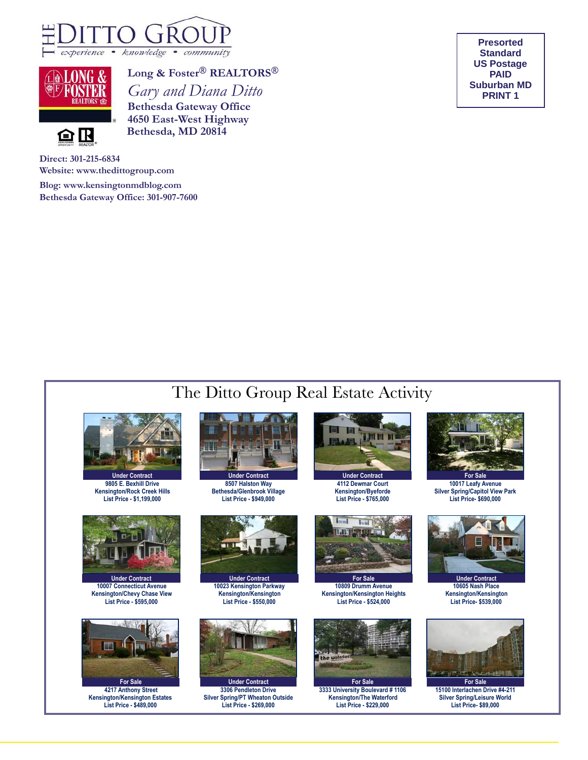# THE DITTO GROUP

*experience • knowledge • community*

**Long & Foster® REALTORS®**

*Gary and Diana Ditto*

**Bethesda Gateway Office**
**4650 East-West Highway**
**Bethesda, MD 20814**

**Direct: 301-215-6834**
**Website: www.thedittogroup.com**
**Blog: www.kensingtonmdblog.com**
**Bethesda Gateway Office: 301-907-7600**

**Presorted Standard US Postage PAID Suburban MD PRINT 1**

## The Ditto Group Real Estate Activity

**Under Contract**
9805 E. Bexhill Drive
Kensington/Rock Creek Hills
List Price - $1,199,000

**Under Contract**
8507 Halston Way
Bethesda/Glenbrook Village
List Price - $949,000

**Under Contract**
4112 Dewmar Court
Kensington/Byeforde
List Price - $765,000

**For Sale**
10017 Leafy Avenue
Silver Spring/Capitol View Park
List Price- $690,000

**Under Contract**
10007 Connecticut Avenue
Kensington/Chevy Chase View
List Price - $595,000

**Under Contract**
10023 Kensington Parkway
Kensington/Kensington
List Price - $550,000

**For Sale**
10809 Drumm Avenue
Kensington/Kensington Heights
List Price - $524,000

**Under Contract**
10605 Nash Place
Kensington/Kensington
List Price- $539,000

**For Sale**
4217 Anthony Street
Kensington/Kensington Estates
List Price - $489,000

**Under Contract**
3306 Pendleton Drive
Silver Spring/PT Wheaton Outside
List Price - $269,000

**For Sale**
3333 University Boulevard # 1106
Kensington/The Waterford
List Price - $229,000

**For Sale**
15100 Interlachen Drive #4-211
Silver Spring/Leisure World
List Price- $89,000